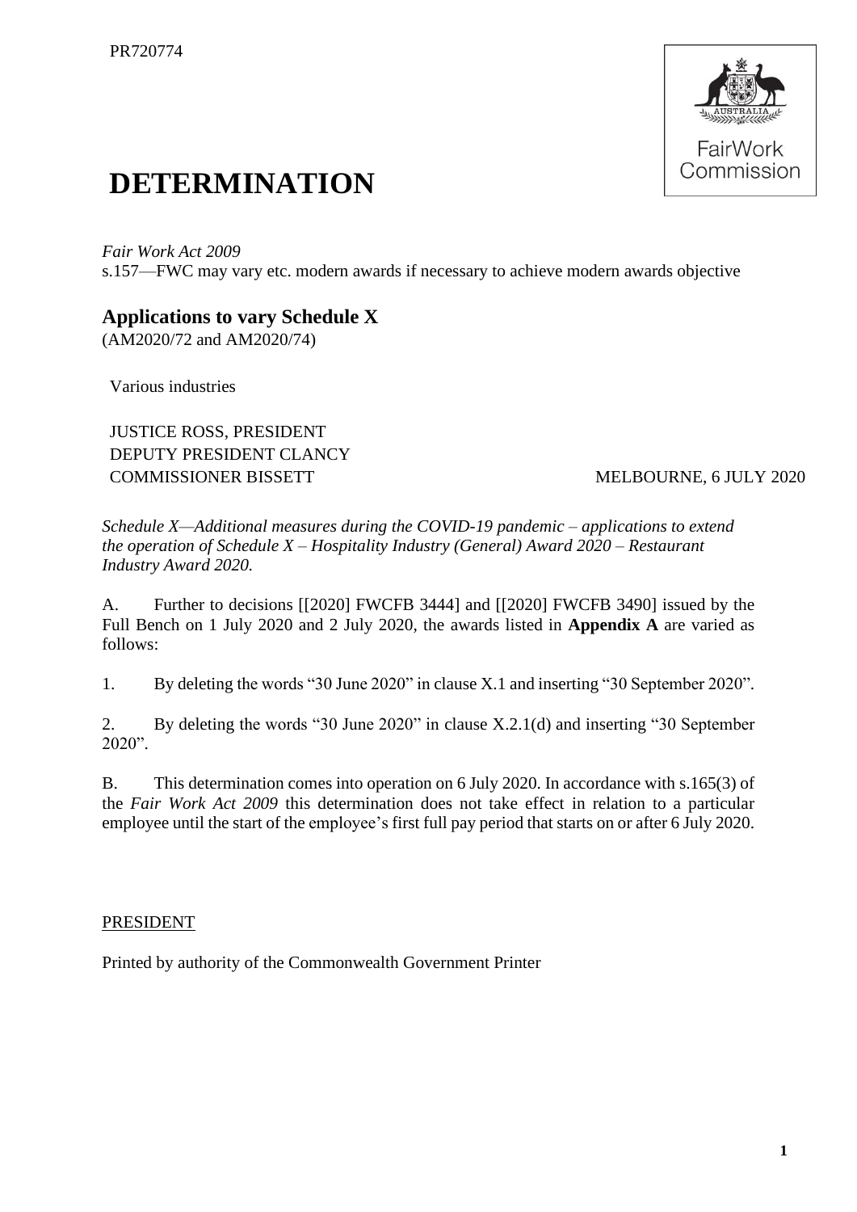PR720774

# DETERMINATION

*Fair Work Act 2009*
s.157—FWC may vary etc. modern awards if necessary to achieve modern awards objective

## Applications to vary Schedule X

(AM2020/72 and AM2020/74)

Various industries

JUSTICE ROSS, PRESIDENT
DEPUTY PRESIDENT CLANCY
COMMISSIONER BISSETT

MELBOURNE, 6 JULY 2020

*Schedule X—Additional measures during the COVID-19 pandemic – applications to extend the operation of Schedule X – Hospitality Industry (General) Award 2020 – Restaurant Industry Award 2020.*

A. Further to decisions [[2020] FWCFB 3444] and [[2020] FWCFB 3490] issued by the Full Bench on 1 July 2020 and 2 July 2020, the awards listed in **Appendix A** are varied as follows:

1. By deleting the words "30 June 2020" in clause X.1 and inserting "30 September 2020".

2. By deleting the words "30 June 2020" in clause X.2.1(d) and inserting "30 September 2020".

B. This determination comes into operation on 6 July 2020. In accordance with s.165(3) of the *Fair Work Act 2009* this determination does not take effect in relation to a particular employee until the start of the employee's first full pay period that starts on or after 6 July 2020.

PRESIDENT

Printed by authority of the Commonwealth Government Printer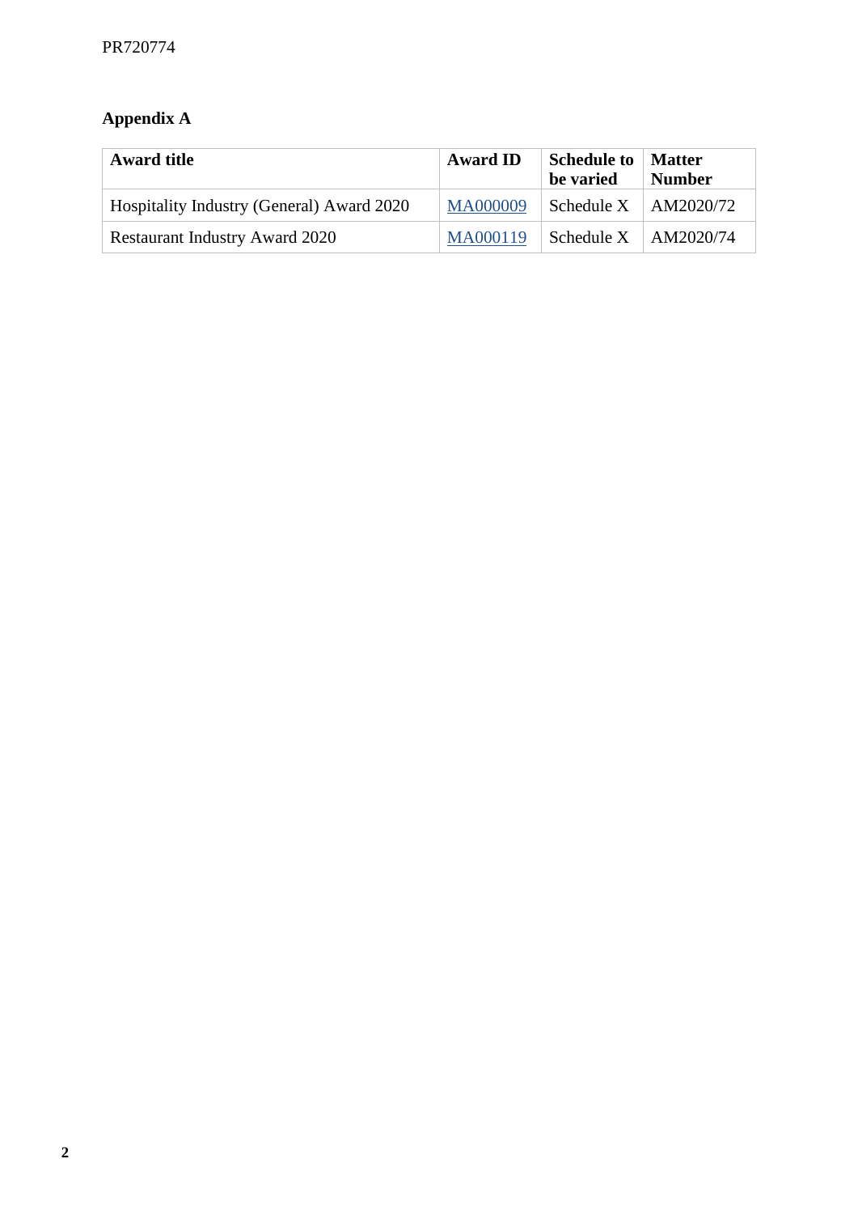## Appendix A

| Award title | Award ID | Schedule to be varied | Matter Number |
|---|---|---|---|
| Hospitality Industry (General) Award 2020 | MA000009 | Schedule X | AM2020/72 |
| Restaurant Industry Award 2020 | MA000119 | Schedule X | AM2020/74 |